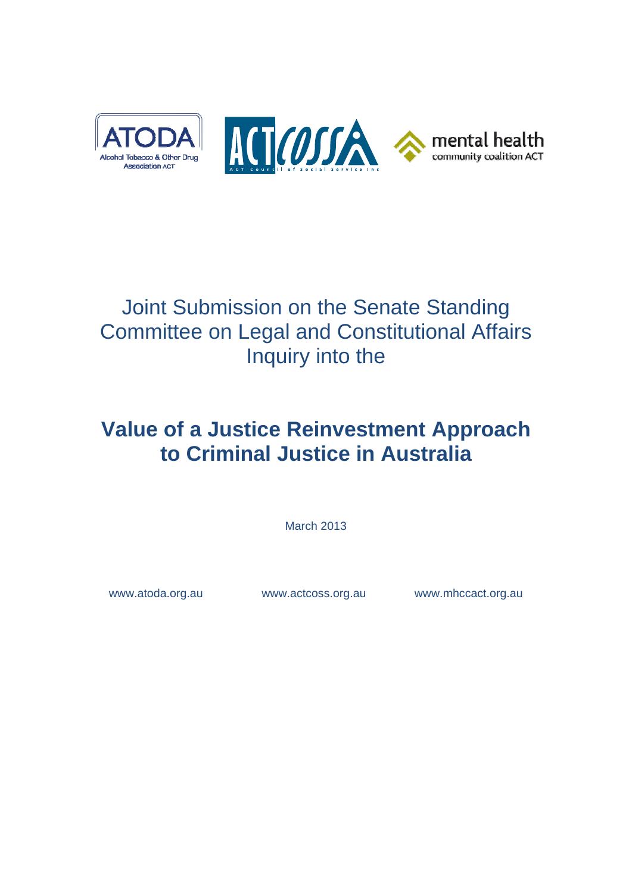Joint Submission on the Senate Standing Committee on Legal and Constitutional Affairs Inquiry into the

# Value of a Justice Reinvestment Approach to Criminal Justice in Australia

March 2013

www.atoda.org.au www.actcoss.org.au www.mhccact.org.au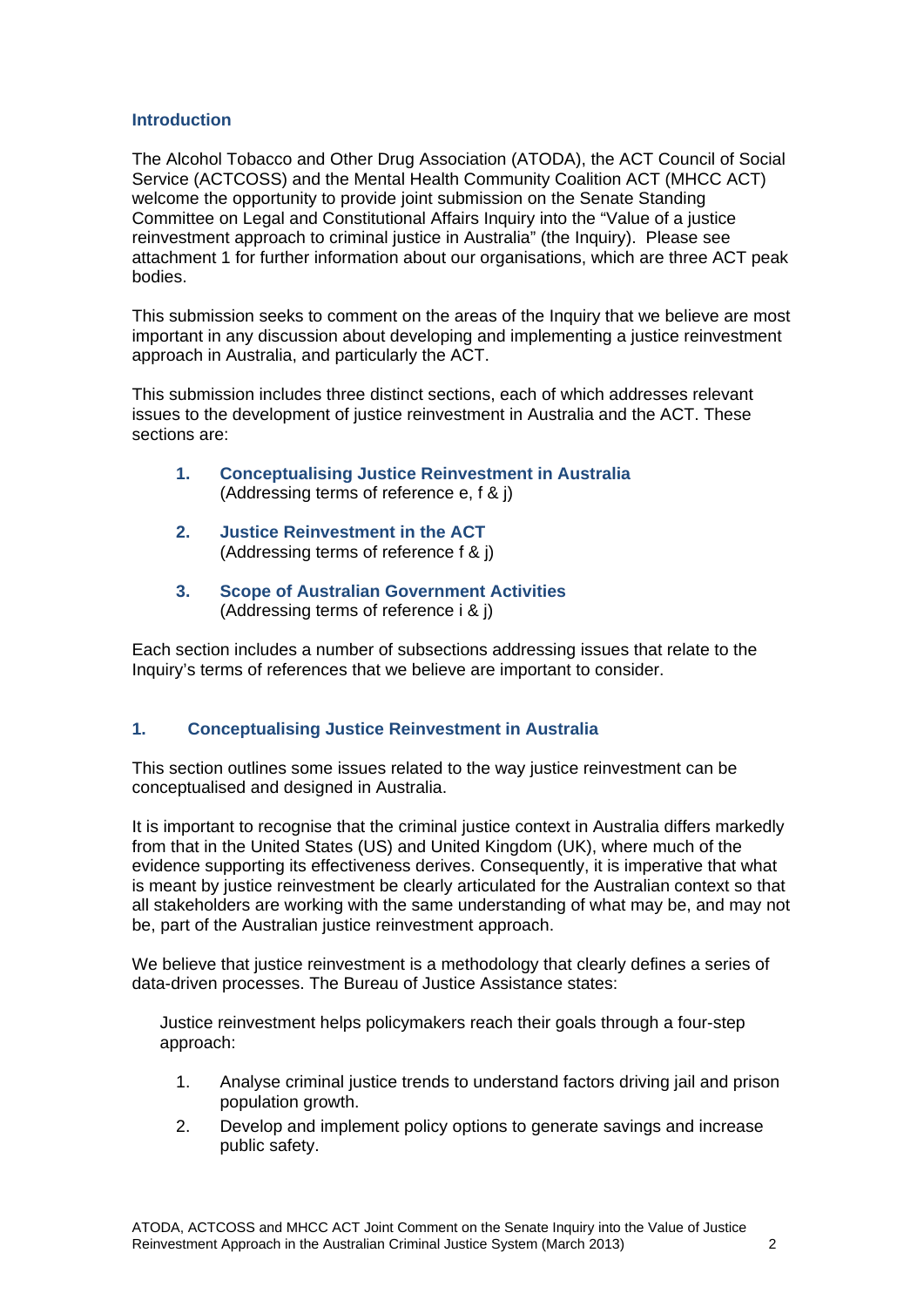## Introduction

The Alcohol Tobacco and Other Drug Association (ATODA), the ACT Council of Social Service (ACTCOSS) and the Mental Health Community Coalition ACT (MHCC ACT) welcome the opportunity to provide joint submission on the Senate Standing Committee on Legal and Constitutional Affairs Inquiry into the "Value of a justice reinvestment approach to criminal justice in Australia" (the Inquiry). Please see attachment 1 for further information about our organisations, which are three ACT peak bodies.

This submission seeks to comment on the areas of the Inquiry that we believe are most important in any discussion about developing and implementing a justice reinvestment approach in Australia, and particularly the ACT.

This submission includes three distinct sections, each of which addresses relevant issues to the development of justice reinvestment in Australia and the ACT. These sections are:

1. **Conceptualising Justice Reinvestment in Australia**
   (Addressing terms of reference e, f & j)

2. **Justice Reinvestment in the ACT**
   (Addressing terms of reference f & j)

3. **Scope of Australian Government Activities**
   (Addressing terms of reference i & j)

Each section includes a number of subsections addressing issues that relate to the Inquiry's terms of references that we believe are important to consider.

## 1. Conceptualising Justice Reinvestment in Australia

This section outlines some issues related to the way justice reinvestment can be conceptualised and designed in Australia.

It is important to recognise that the criminal justice context in Australia differs markedly from that in the United States (US) and United Kingdom (UK), where much of the evidence supporting its effectiveness derives. Consequently, it is imperative that what is meant by justice reinvestment be clearly articulated for the Australian context so that all stakeholders are working with the same understanding of what may be, and may not be, part of the Australian justice reinvestment approach.

We believe that justice reinvestment is a methodology that clearly defines a series of data-driven processes. The Bureau of Justice Assistance states:

> Justice reinvestment helps policymakers reach their goals through a four-step approach:
>
> 1. Analyse criminal justice trends to understand factors driving jail and prison population growth.
> 2. Develop and implement policy options to generate savings and increase public safety.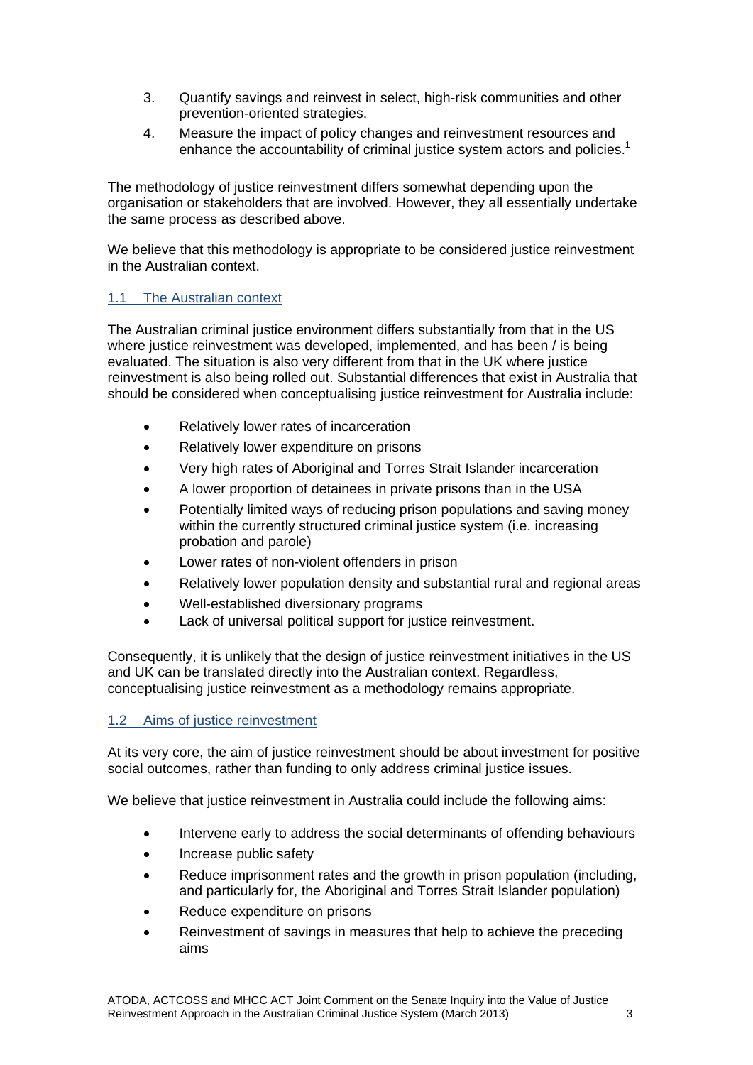3. Quantify savings and reinvest in select, high-risk communities and other prevention-oriented strategies.
4. Measure the impact of policy changes and reinvestment resources and enhance the accountability of criminal justice system actors and policies.[1]

The methodology of justice reinvestment differs somewhat depending upon the organisation or stakeholders that are involved. However, they all essentially undertake the same process as described above.

We believe that this methodology is appropriate to be considered justice reinvestment in the Australian context.

## 1.1 The Australian context

The Australian criminal justice environment differs substantially from that in the US where justice reinvestment was developed, implemented, and has been / is being evaluated. The situation is also very different from that in the UK where justice reinvestment is also being rolled out. Substantial differences that exist in Australia that should be considered when conceptualising justice reinvestment for Australia include:

- Relatively lower rates of incarceration
- Relatively lower expenditure on prisons
- Very high rates of Aboriginal and Torres Strait Islander incarceration
- A lower proportion of detainees in private prisons than in the USA
- Potentially limited ways of reducing prison populations and saving money within the currently structured criminal justice system (i.e. increasing probation and parole)
- Lower rates of non-violent offenders in prison
- Relatively lower population density and substantial rural and regional areas
- Well-established diversionary programs
- Lack of universal political support for justice reinvestment.

Consequently, it is unlikely that the design of justice reinvestment initiatives in the US and UK can be translated directly into the Australian context. Regardless, conceptualising justice reinvestment as a methodology remains appropriate.

## 1.2 Aims of justice reinvestment

At its very core, the aim of justice reinvestment should be about investment for positive social outcomes, rather than funding to only address criminal justice issues.

We believe that justice reinvestment in Australia could include the following aims:

- Intervene early to address the social determinants of offending behaviours
- Increase public safety
- Reduce imprisonment rates and the growth in prison population (including, and particularly for, the Aboriginal and Torres Strait Islander population)
- Reduce expenditure on prisons
- Reinvestment of savings in measures that help to achieve the preceding aims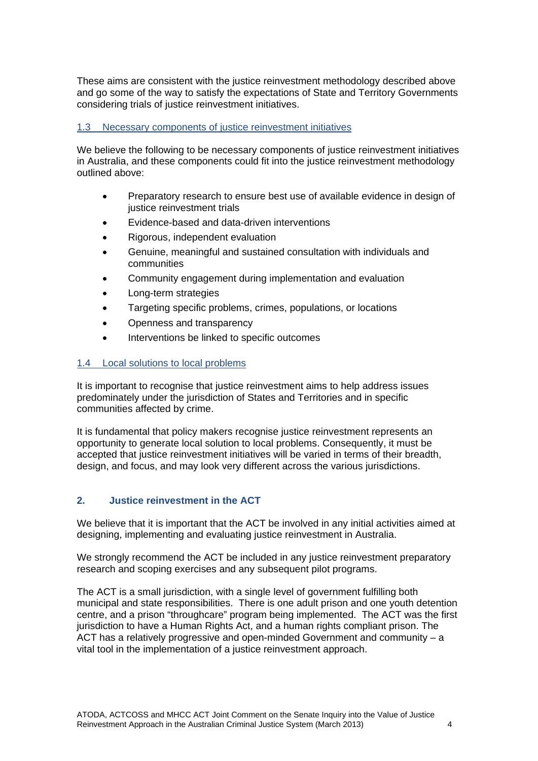These aims are consistent with the justice reinvestment methodology described above and go some of the way to satisfy the expectations of State and Territory Governments considering trials of justice reinvestment initiatives.

### 1.3 Necessary components of justice reinvestment initiatives

We believe the following to be necessary components of justice reinvestment initiatives in Australia, and these components could fit into the justice reinvestment methodology outlined above:

- Preparatory research to ensure best use of available evidence in design of justice reinvestment trials
- Evidence-based and data-driven interventions
- Rigorous, independent evaluation
- Genuine, meaningful and sustained consultation with individuals and communities
- Community engagement during implementation and evaluation
- Long-term strategies
- Targeting specific problems, crimes, populations, or locations
- Openness and transparency
- Interventions be linked to specific outcomes

### 1.4 Local solutions to local problems

It is important to recognise that justice reinvestment aims to help address issues predominately under the jurisdiction of States and Territories and in specific communities affected by crime.

It is fundamental that policy makers recognise justice reinvestment represents an opportunity to generate local solution to local problems. Consequently, it must be accepted that justice reinvestment initiatives will be varied in terms of their breadth, design, and focus, and may look very different across the various jurisdictions.

## 2. Justice reinvestment in the ACT

We believe that it is important that the ACT be involved in any initial activities aimed at designing, implementing and evaluating justice reinvestment in Australia.

We strongly recommend the ACT be included in any justice reinvestment preparatory research and scoping exercises and any subsequent pilot programs.

The ACT is a small jurisdiction, with a single level of government fulfilling both municipal and state responsibilities. There is one adult prison and one youth detention centre, and a prison "throughcare" program being implemented. The ACT was the first jurisdiction to have a Human Rights Act, and a human rights compliant prison. The ACT has a relatively progressive and open-minded Government and community – a vital tool in the implementation of a justice reinvestment approach.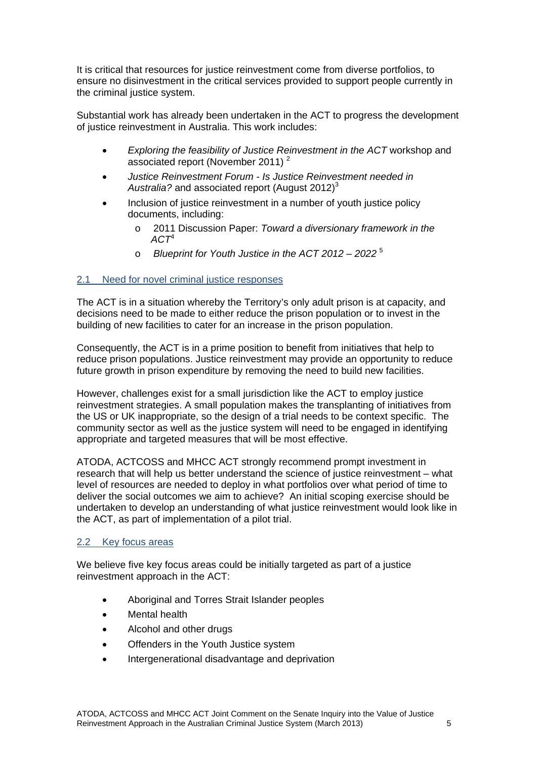It is critical that resources for justice reinvestment come from diverse portfolios, to ensure no disinvestment in the critical services provided to support people currently in the criminal justice system.

Substantial work has already been undertaken in the ACT to progress the development of justice reinvestment in Australia. This work includes:

- *Exploring the feasibility of Justice Reinvestment in the ACT* workshop and associated report (November 2011) [2]
- *Justice Reinvestment Forum - Is Justice Reinvestment needed in Australia?* and associated report (August 2012)[3]
- Inclusion of justice reinvestment in a number of youth justice policy documents, including:
  - 2011 Discussion Paper: *Toward a diversionary framework in the ACT*[4]
  - *Blueprint for Youth Justice in the ACT 2012 – 2022* [5]

## 2.1 Need for novel criminal justice responses

The ACT is in a situation whereby the Territory's only adult prison is at capacity, and decisions need to be made to either reduce the prison population or to invest in the building of new facilities to cater for an increase in the prison population.

Consequently, the ACT is in a prime position to benefit from initiatives that help to reduce prison populations. Justice reinvestment may provide an opportunity to reduce future growth in prison expenditure by removing the need to build new facilities.

However, challenges exist for a small jurisdiction like the ACT to employ justice reinvestment strategies. A small population makes the transplanting of initiatives from the US or UK inappropriate, so the design of a trial needs to be context specific. The community sector as well as the justice system will need to be engaged in identifying appropriate and targeted measures that will be most effective.

ATODA, ACTCOSS and MHCC ACT strongly recommend prompt investment in research that will help us better understand the science of justice reinvestment – what level of resources are needed to deploy in what portfolios over what period of time to deliver the social outcomes we aim to achieve? An initial scoping exercise should be undertaken to develop an understanding of what justice reinvestment would look like in the ACT, as part of implementation of a pilot trial.

## 2.2 Key focus areas

We believe five key focus areas could be initially targeted as part of a justice reinvestment approach in the ACT:

- Aboriginal and Torres Strait Islander peoples
- Mental health
- Alcohol and other drugs
- Offenders in the Youth Justice system
- Intergenerational disadvantage and deprivation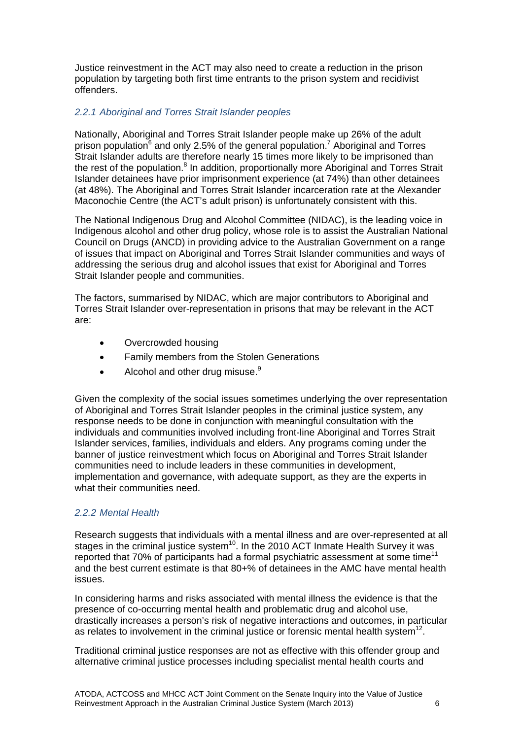Justice reinvestment in the ACT may also need to create a reduction in the prison population by targeting both first time entrants to the prison system and recidivist offenders.

### *2.2.1 Aboriginal and Torres Strait Islander peoples*

Nationally, Aboriginal and Torres Strait Islander people make up 26% of the adult prison population[6] and only 2.5% of the general population.[7] Aboriginal and Torres Strait Islander adults are therefore nearly 15 times more likely to be imprisoned than the rest of the population.[8] In addition, proportionally more Aboriginal and Torres Strait Islander detainees have prior imprisonment experience (at 74%) than other detainees (at 48%). The Aboriginal and Torres Strait Islander incarceration rate at the Alexander Maconochie Centre (the ACT's adult prison) is unfortunately consistent with this.

The National Indigenous Drug and Alcohol Committee (NIDAC), is the leading voice in Indigenous alcohol and other drug policy, whose role is to assist the Australian National Council on Drugs (ANCD) in providing advice to the Australian Government on a range of issues that impact on Aboriginal and Torres Strait Islander communities and ways of addressing the serious drug and alcohol issues that exist for Aboriginal and Torres Strait Islander people and communities.

The factors, summarised by NIDAC, which are major contributors to Aboriginal and Torres Strait Islander over-representation in prisons that may be relevant in the ACT are:

- Overcrowded housing
- Family members from the Stolen Generations
- Alcohol and other drug misuse.[9]

Given the complexity of the social issues sometimes underlying the over representation of Aboriginal and Torres Strait Islander peoples in the criminal justice system, any response needs to be done in conjunction with meaningful consultation with the individuals and communities involved including front-line Aboriginal and Torres Strait Islander services, families, individuals and elders. Any programs coming under the banner of justice reinvestment which focus on Aboriginal and Torres Strait Islander communities need to include leaders in these communities in development, implementation and governance, with adequate support, as they are the experts in what their communities need.

### *2.2.2 Mental Health*

Research suggests that individuals with a mental illness and are over-represented at all stages in the criminal justice system[10]. In the 2010 ACT Inmate Health Survey it was reported that 70% of participants had a formal psychiatric assessment at some time[11] and the best current estimate is that 80+% of detainees in the AMC have mental health issues.

In considering harms and risks associated with mental illness the evidence is that the presence of co-occurring mental health and problematic drug and alcohol use, drastically increases a person's risk of negative interactions and outcomes, in particular as relates to involvement in the criminal justice or forensic mental health system[12].

Traditional criminal justice responses are not as effective with this offender group and alternative criminal justice processes including specialist mental health courts and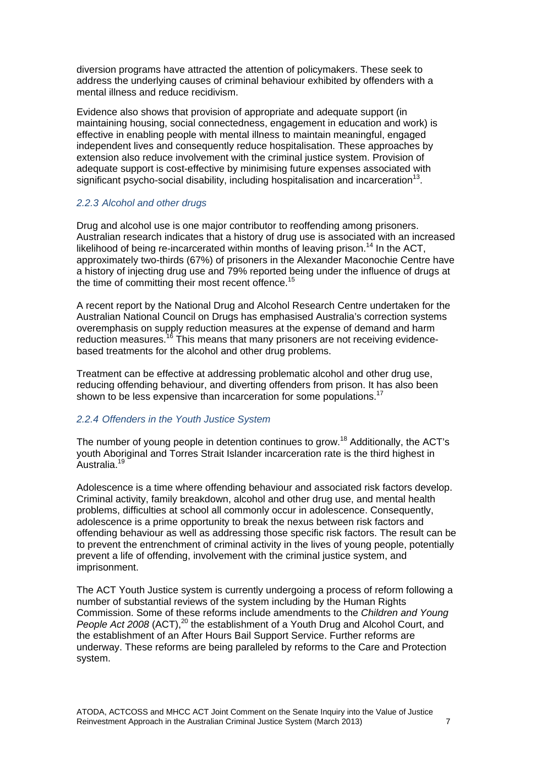diversion programs have attracted the attention of policymakers. These seek to address the underlying causes of criminal behaviour exhibited by offenders with a mental illness and reduce recidivism.

Evidence also shows that provision of appropriate and adequate support (in maintaining housing, social connectedness, engagement in education and work) is effective in enabling people with mental illness to maintain meaningful, engaged independent lives and consequently reduce hospitalisation. These approaches by extension also reduce involvement with the criminal justice system. Provision of adequate support is cost-effective by minimising future expenses associated with significant psycho-social disability, including hospitalisation and incarceration[13].

### *2.2.3 Alcohol and other drugs*

Drug and alcohol use is one major contributor to reoffending among prisoners. Australian research indicates that a history of drug use is associated with an increased likelihood of being re-incarcerated within months of leaving prison.[14] In the ACT, approximately two-thirds (67%) of prisoners in the Alexander Maconochie Centre have a history of injecting drug use and 79% reported being under the influence of drugs at the time of committing their most recent offence.[15]

A recent report by the National Drug and Alcohol Research Centre undertaken for the Australian National Council on Drugs has emphasised Australia's correction systems overemphasis on supply reduction measures at the expense of demand and harm reduction measures.[16] This means that many prisoners are not receiving evidence-based treatments for the alcohol and other drug problems.

Treatment can be effective at addressing problematic alcohol and other drug use, reducing offending behaviour, and diverting offenders from prison. It has also been shown to be less expensive than incarceration for some populations.[17]

### *2.2.4 Offenders in the Youth Justice System*

The number of young people in detention continues to grow.[18] Additionally, the ACT's youth Aboriginal and Torres Strait Islander incarceration rate is the third highest in Australia.[19]

Adolescence is a time where offending behaviour and associated risk factors develop. Criminal activity, family breakdown, alcohol and other drug use, and mental health problems, difficulties at school all commonly occur in adolescence. Consequently, adolescence is a prime opportunity to break the nexus between risk factors and offending behaviour as well as addressing those specific risk factors. The result can be to prevent the entrenchment of criminal activity in the lives of young people, potentially prevent a life of offending, involvement with the criminal justice system, and imprisonment.

The ACT Youth Justice system is currently undergoing a process of reform following a number of substantial reviews of the system including by the Human Rights Commission. Some of these reforms include amendments to the *Children and Young People Act 2008* (ACT),[20] the establishment of a Youth Drug and Alcohol Court, and the establishment of an After Hours Bail Support Service. Further reforms are underway. These reforms are being paralleled by reforms to the Care and Protection system.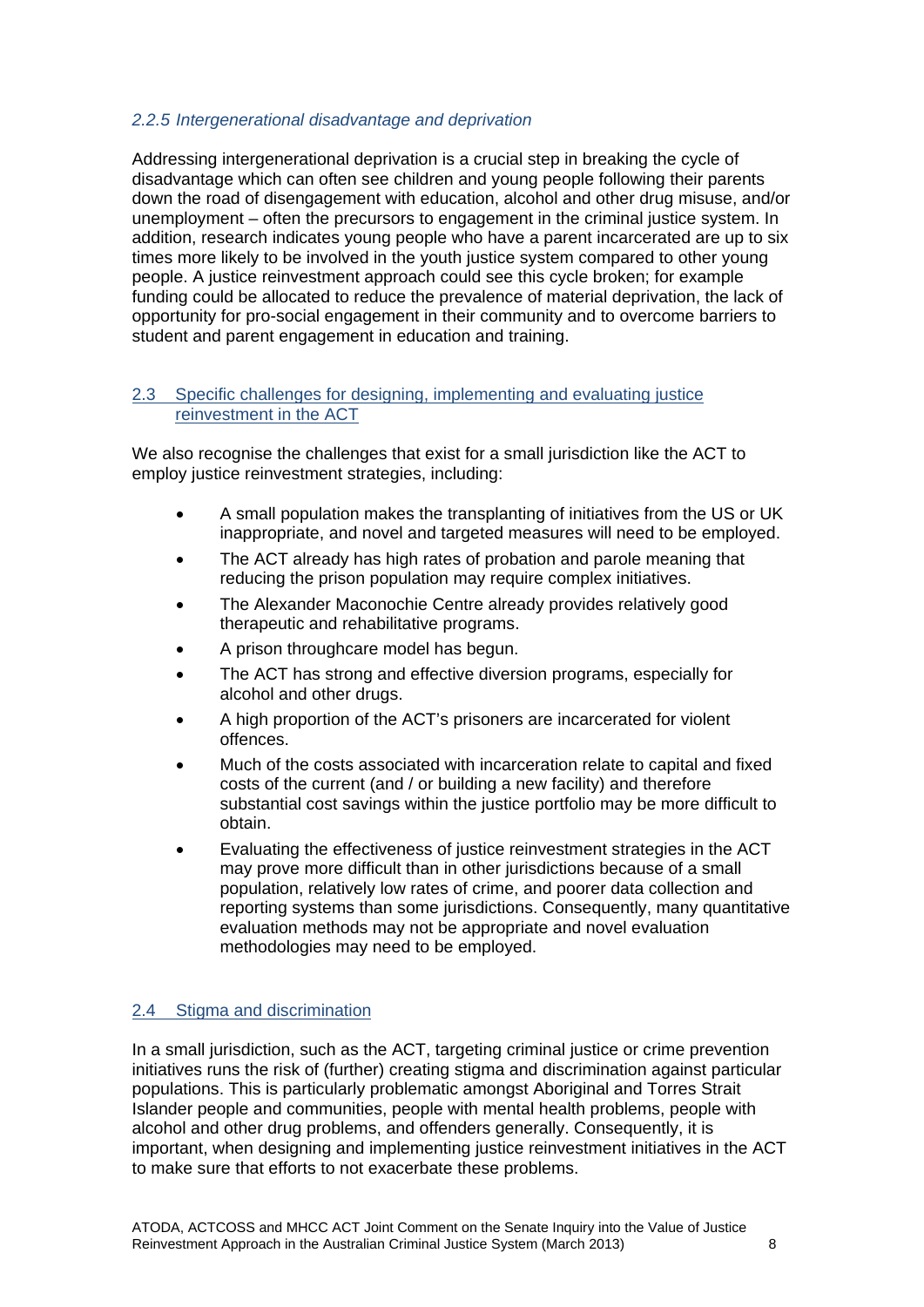#### *2.2.5 Intergenerational disadvantage and deprivation*

Addressing intergenerational deprivation is a crucial step in breaking the cycle of disadvantage which can often see children and young people following their parents down the road of disengagement with education, alcohol and other drug misuse, and/or unemployment – often the precursors to engagement in the criminal justice system. In addition, research indicates young people who have a parent incarcerated are up to six times more likely to be involved in the youth justice system compared to other young people. A justice reinvestment approach could see this cycle broken; for example funding could be allocated to reduce the prevalence of material deprivation, the lack of opportunity for pro-social engagement in their community and to overcome barriers to student and parent engagement in education and training.

### 2.3 Specific challenges for designing, implementing and evaluating justice reinvestment in the ACT

We also recognise the challenges that exist for a small jurisdiction like the ACT to employ justice reinvestment strategies, including:

- A small population makes the transplanting of initiatives from the US or UK inappropriate, and novel and targeted measures will need to be employed.
- The ACT already has high rates of probation and parole meaning that reducing the prison population may require complex initiatives.
- The Alexander Maconochie Centre already provides relatively good therapeutic and rehabilitative programs.
- A prison throughcare model has begun.
- The ACT has strong and effective diversion programs, especially for alcohol and other drugs.
- A high proportion of the ACT's prisoners are incarcerated for violent offences.
- Much of the costs associated with incarceration relate to capital and fixed costs of the current (and / or building a new facility) and therefore substantial cost savings within the justice portfolio may be more difficult to obtain.
- Evaluating the effectiveness of justice reinvestment strategies in the ACT may prove more difficult than in other jurisdictions because of a small population, relatively low rates of crime, and poorer data collection and reporting systems than some jurisdictions. Consequently, many quantitative evaluation methods may not be appropriate and novel evaluation methodologies may need to be employed.

### 2.4 Stigma and discrimination

In a small jurisdiction, such as the ACT, targeting criminal justice or crime prevention initiatives runs the risk of (further) creating stigma and discrimination against particular populations. This is particularly problematic amongst Aboriginal and Torres Strait Islander people and communities, people with mental health problems, people with alcohol and other drug problems, and offenders generally. Consequently, it is important, when designing and implementing justice reinvestment initiatives in the ACT to make sure that efforts to not exacerbate these problems.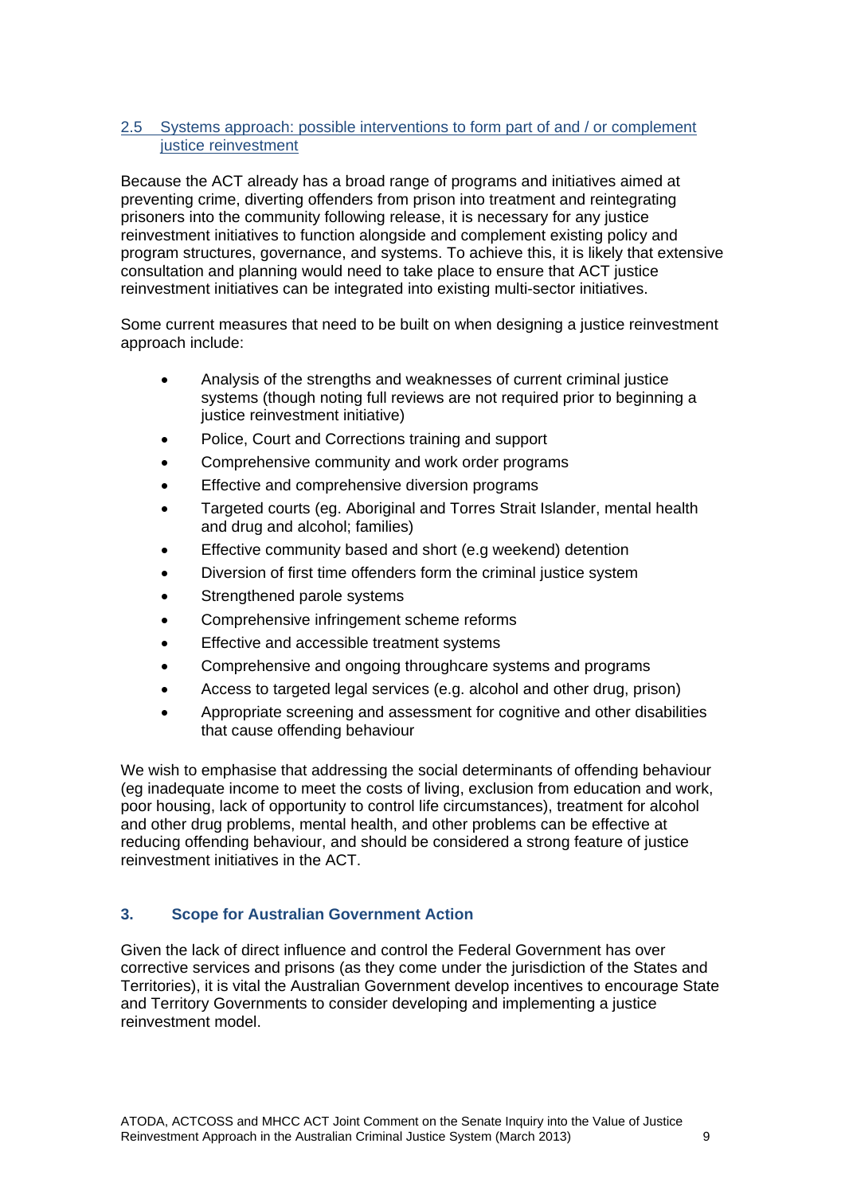### 2.5 Systems approach: possible interventions to form part of and / or complement justice reinvestment

Because the ACT already has a broad range of programs and initiatives aimed at preventing crime, diverting offenders from prison into treatment and reintegrating prisoners into the community following release, it is necessary for any justice reinvestment initiatives to function alongside and complement existing policy and program structures, governance, and systems. To achieve this, it is likely that extensive consultation and planning would need to take place to ensure that ACT justice reinvestment initiatives can be integrated into existing multi-sector initiatives.

Some current measures that need to be built on when designing a justice reinvestment approach include:

- Analysis of the strengths and weaknesses of current criminal justice systems (though noting full reviews are not required prior to beginning a justice reinvestment initiative)
- Police, Court and Corrections training and support
- Comprehensive community and work order programs
- Effective and comprehensive diversion programs
- Targeted courts (eg. Aboriginal and Torres Strait Islander, mental health and drug and alcohol; families)
- Effective community based and short (e.g weekend) detention
- Diversion of first time offenders form the criminal justice system
- Strengthened parole systems
- Comprehensive infringement scheme reforms
- Effective and accessible treatment systems
- Comprehensive and ongoing throughcare systems and programs
- Access to targeted legal services (e.g. alcohol and other drug, prison)
- Appropriate screening and assessment for cognitive and other disabilities that cause offending behaviour

We wish to emphasise that addressing the social determinants of offending behaviour (eg inadequate income to meet the costs of living, exclusion from education and work, poor housing, lack of opportunity to control life circumstances), treatment for alcohol and other drug problems, mental health, and other problems can be effective at reducing offending behaviour, and should be considered a strong feature of justice reinvestment initiatives in the ACT.

## 3. Scope for Australian Government Action

Given the lack of direct influence and control the Federal Government has over corrective services and prisons (as they come under the jurisdiction of the States and Territories), it is vital the Australian Government develop incentives to encourage State and Territory Governments to consider developing and implementing a justice reinvestment model.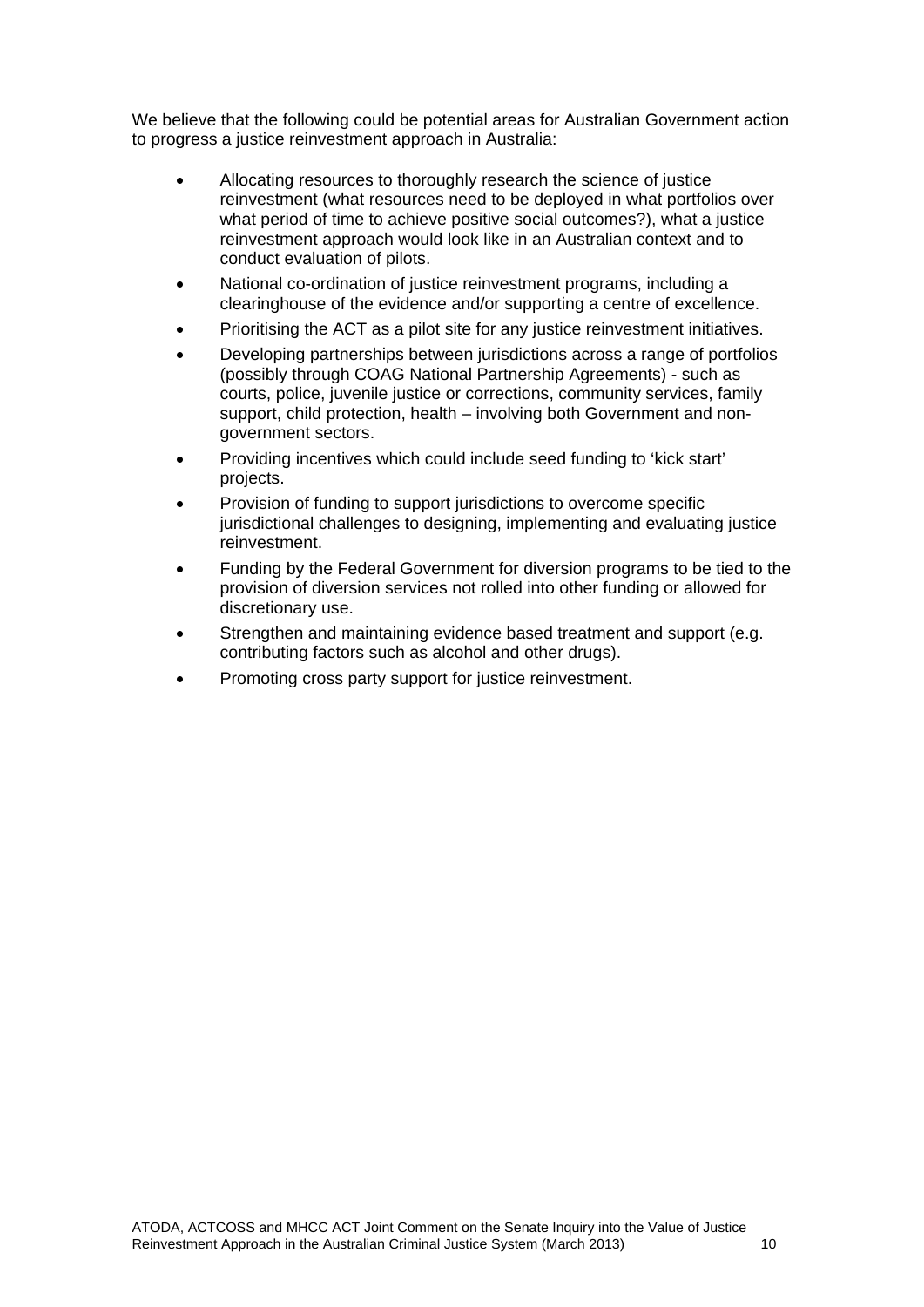We believe that the following could be potential areas for Australian Government action to progress a justice reinvestment approach in Australia:

- Allocating resources to thoroughly research the science of justice reinvestment (what resources need to be deployed in what portfolios over what period of time to achieve positive social outcomes?), what a justice reinvestment approach would look like in an Australian context and to conduct evaluation of pilots.
- National co-ordination of justice reinvestment programs, including a clearinghouse of the evidence and/or supporting a centre of excellence.
- Prioritising the ACT as a pilot site for any justice reinvestment initiatives.
- Developing partnerships between jurisdictions across a range of portfolios (possibly through COAG National Partnership Agreements) - such as courts, police, juvenile justice or corrections, community services, family support, child protection, health – involving both Government and non-government sectors.
- Providing incentives which could include seed funding to 'kick start' projects.
- Provision of funding to support jurisdictions to overcome specific jurisdictional challenges to designing, implementing and evaluating justice reinvestment.
- Funding by the Federal Government for diversion programs to be tied to the provision of diversion services not rolled into other funding or allowed for discretionary use.
- Strengthen and maintaining evidence based treatment and support (e.g. contributing factors such as alcohol and other drugs).
- Promoting cross party support for justice reinvestment.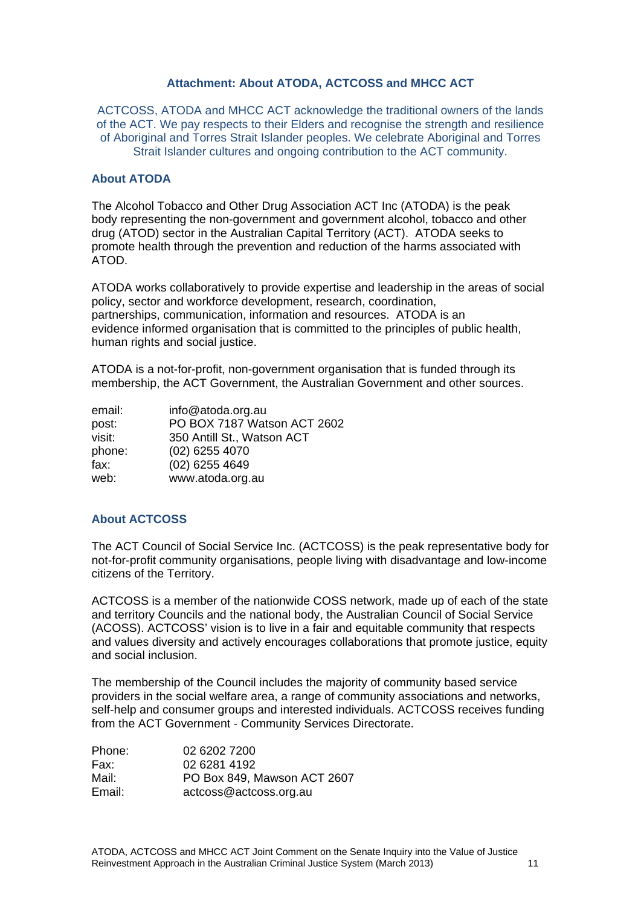## Attachment: About ATODA, ACTCOSS and MHCC ACT

ACTCOSS, ATODA and MHCC ACT acknowledge the traditional owners of the lands of the ACT. We pay respects to their Elders and recognise the strength and resilience of Aboriginal and Torres Strait Islander peoples. We celebrate Aboriginal and Torres Strait Islander cultures and ongoing contribution to the ACT community.

### About ATODA

The Alcohol Tobacco and Other Drug Association ACT Inc (ATODA) is the peak body representing the non-government and government alcohol, tobacco and other drug (ATOD) sector in the Australian Capital Territory (ACT). ATODA seeks to promote health through the prevention and reduction of the harms associated with ATOD.

ATODA works collaboratively to provide expertise and leadership in the areas of social policy, sector and workforce development, research, coordination, partnerships, communication, information and resources. ATODA is an evidence informed organisation that is committed to the principles of public health, human rights and social justice.

ATODA is a not-for-profit, non-government organisation that is funded through its membership, the ACT Government, the Australian Government and other sources.

| | |
|---|---|
| email: | info@atoda.org.au |
| post: | PO BOX 7187 Watson ACT 2602 |
| visit: | 350 Antill St., Watson ACT |
| phone: | (02) 6255 4070 |
| fax: | (02) 6255 4649 |
| web: | www.atoda.org.au |

### About ACTCOSS

The ACT Council of Social Service Inc. (ACTCOSS) is the peak representative body for not-for-profit community organisations, people living with disadvantage and low-income citizens of the Territory.

ACTCOSS is a member of the nationwide COSS network, made up of each of the state and territory Councils and the national body, the Australian Council of Social Service (ACOSS). ACTCOSS' vision is to live in a fair and equitable community that respects and values diversity and actively encourages collaborations that promote justice, equity and social inclusion.

The membership of the Council includes the majority of community based service providers in the social welfare area, a range of community associations and networks, self-help and consumer groups and interested individuals. ACTCOSS receives funding from the ACT Government - Community Services Directorate.

| | |
|---|---|
| Phone: | 02 6202 7200 |
| Fax: | 02 6281 4192 |
| Mail: | PO Box 849, Mawson ACT 2607 |
| Email: | actcoss@actcoss.org.au |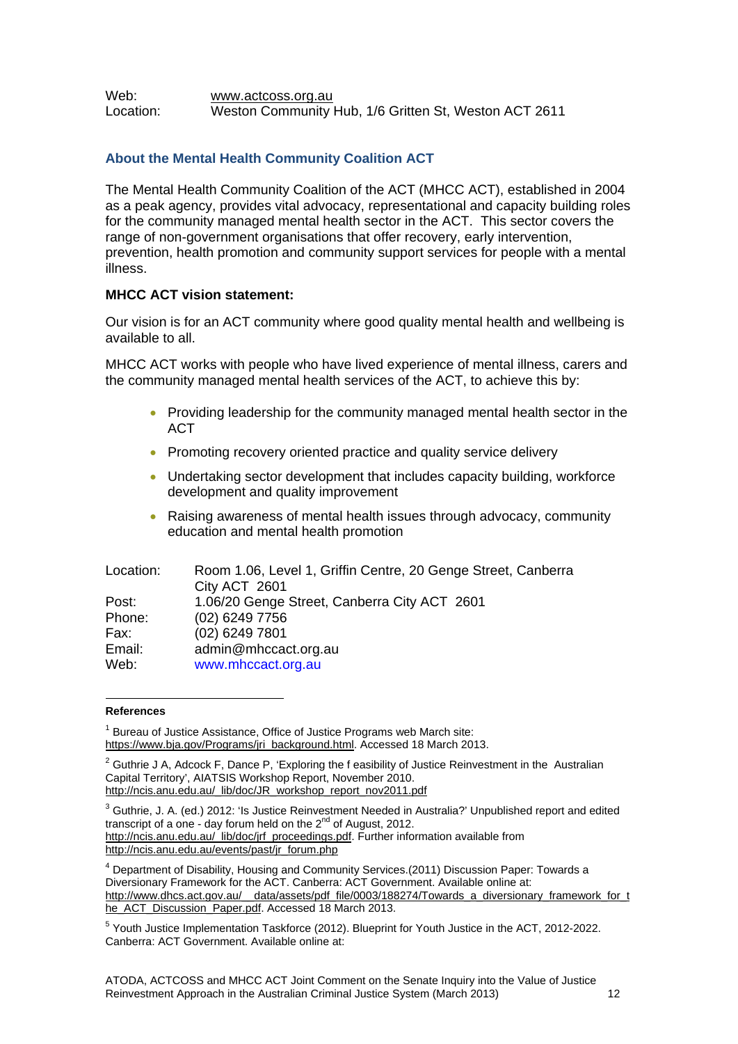Web: www.actcoss.org.au
Location: Weston Community Hub, 1/6 Gritten St, Weston ACT 2611

### About the Mental Health Community Coalition ACT

The Mental Health Community Coalition of the ACT (MHCC ACT), established in 2004 as a peak agency, provides vital advocacy, representational and capacity building roles for the community managed mental health sector in the ACT. This sector covers the range of non-government organisations that offer recovery, early intervention, prevention, health promotion and community support services for people with a mental illness.

**MHCC ACT vision statement:**

Our vision is for an ACT community where good quality mental health and wellbeing is available to all.

MHCC ACT works with people who have lived experience of mental illness, carers and the community managed mental health services of the ACT, to achieve this by:

- Providing leadership for the community managed mental health sector in the ACT
- Promoting recovery oriented practice and quality service delivery
- Undertaking sector development that includes capacity building, workforce development and quality improvement
- Raising awareness of mental health issues through advocacy, community education and mental health promotion

Location: Room 1.06, Level 1, Griffin Centre, 20 Genge Street, Canberra City ACT 2601
Post: 1.06/20 Genge Street, Canberra City ACT 2601
Phone: (02) 6249 7756
Fax: (02) 6249 7801
Email: admin@mhccact.org.au
Web: www.mhccact.org.au

---

**References**

[1] Bureau of Justice Assistance, Office of Justice Programs web March site: https://www.bja.gov/Programs/jri_background.html. Accessed 18 March 2013.

[2] Guthrie J A, Adcock F, Dance P, 'Exploring the f easibility of Justice Reinvestment in the Australian Capital Territory', AIATSIS Workshop Report, November 2010. http://ncis.anu.edu.au/_lib/doc/JR_workshop_report_nov2011.pdf

[3] Guthrie, J. A. (ed.) 2012: 'Is Justice Reinvestment Needed in Australia?' Unpublished report and edited transcript of a one - day forum held on the 2nd of August, 2012. http://ncis.anu.edu.au/_lib/doc/jrf_proceedings.pdf. Further information available from http://ncis.anu.edu.au/events/past/jr_forum.php

[4] Department of Disability, Housing and Community Services.(2011) Discussion Paper: Towards a Diversionary Framework for the ACT. Canberra: ACT Government. Available online at: http://www.dhcs.act.gov.au/__data/assets/pdf_file/0003/188274/Towards_a_diversionary_framework_for_the_ACT_Discussion_Paper.pdf. Accessed 18 March 2013.

[5] Youth Justice Implementation Taskforce (2012). Blueprint for Youth Justice in the ACT, 2012-2022. Canberra: ACT Government. Available online at: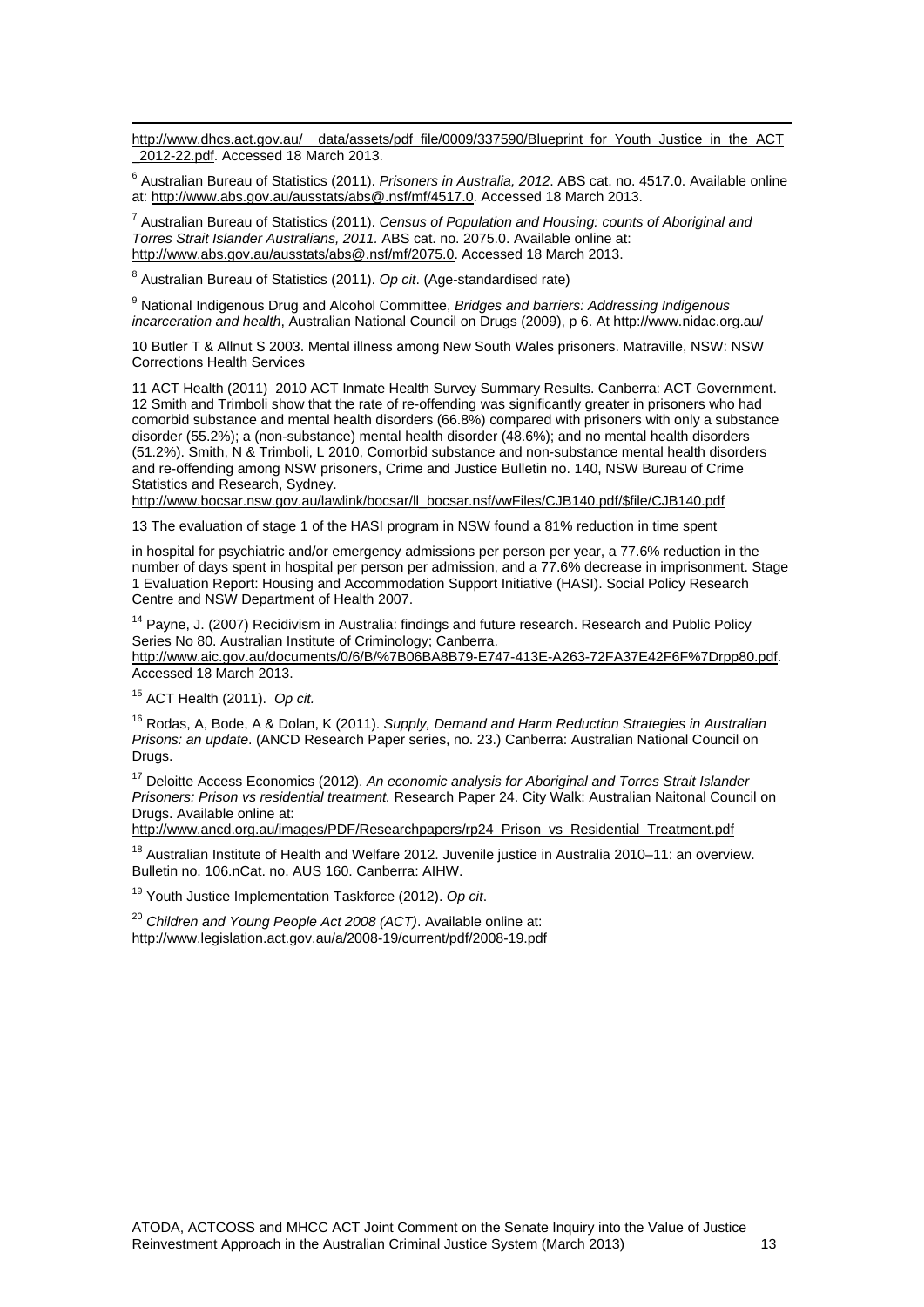http://www.dhcs.act.gov.au/__data/assets/pdf_file/0009/337590/Blueprint_for_Youth_Justice_in_the_ACT_2012-22.pdf. Accessed 18 March 2013.

[6] Australian Bureau of Statistics (2011). *Prisoners in Australia, 2012*. ABS cat. no. 4517.0. Available online at: http://www.abs.gov.au/ausstats/abs@.nsf/mf/4517.0. Accessed 18 March 2013.

[7] Australian Bureau of Statistics (2011). *Census of Population and Housing: counts of Aboriginal and Torres Strait Islander Australians, 2011.* ABS cat. no. 2075.0. Available online at: http://www.abs.gov.au/ausstats/abs@.nsf/mf/2075.0. Accessed 18 March 2013.

[8] Australian Bureau of Statistics (2011). *Op cit*. (Age-standardised rate)

[9] National Indigenous Drug and Alcohol Committee, *Bridges and barriers: Addressing Indigenous incarceration and health*, Australian National Council on Drugs (2009), p 6. At http://www.nidac.org.au/

10 Butler T & Allnut S 2003. Mental illness among New South Wales prisoners. Matraville, NSW: NSW Corrections Health Services

11 ACT Health (2011) 2010 ACT Inmate Health Survey Summary Results. Canberra: ACT Government.
12 Smith and Trimboli show that the rate of re-offending was significantly greater in prisoners who had comorbid substance and mental health disorders (66.8%) compared with prisoners with only a substance disorder (55.2%); a (non-substance) mental health disorder (48.6%); and no mental health disorders (51.2%). Smith, N & Trimboli, L 2010, Comorbid substance and non-substance mental health disorders and re-offending among NSW prisoners, Crime and Justice Bulletin no. 140, NSW Bureau of Crime Statistics and Research, Sydney.
http://www.bocsar.nsw.gov.au/lawlink/bocsar/ll_bocsar.nsf/vwFiles/CJB140.pdf/$file/CJB140.pdf

13 The evaluation of stage 1 of the HASI program in NSW found a 81% reduction in time spent

in hospital for psychiatric and/or emergency admissions per person per year, a 77.6% reduction in the number of days spent in hospital per person per admission, and a 77.6% decrease in imprisonment. Stage 1 Evaluation Report: Housing and Accommodation Support Initiative (HASI). Social Policy Research Centre and NSW Department of Health 2007.

[14] Payne, J. (2007) Recidivism in Australia: findings and future research. Research and Public Policy Series No 80. Australian Institute of Criminology; Canberra.
http://www.aic.gov.au/documents/0/6/B/%7B06BA8B79-E747-413E-A263-72FA37E42F6F%7Drpp80.pdf. Accessed 18 March 2013.

[15] ACT Health (2011). *Op cit.*

[16] Rodas, A, Bode, A & Dolan, K (2011). *Supply, Demand and Harm Reduction Strategies in Australian Prisons: an update*. (ANCD Research Paper series, no. 23.) Canberra: Australian National Council on Drugs.

[17] Deloitte Access Economics (2012). *An economic analysis for Aboriginal and Torres Strait Islander Prisoners: Prison vs residential treatment.* Research Paper 24. City Walk: Australian Naitonal Council on Drugs. Available online at:
http://www.ancd.org.au/images/PDF/Researchpapers/rp24_Prison_vs_Residential_Treatment.pdf

[18] Australian Institute of Health and Welfare 2012. Juvenile justice in Australia 2010–11: an overview. Bulletin no. 106.nCat. no. AUS 160. Canberra: AIHW.

[19] Youth Justice Implementation Taskforce (2012). *Op cit*.

[20] *Children and Young People Act 2008 (ACT)*. Available online at:
http://www.legislation.act.gov.au/a/2008-19/current/pdf/2008-19.pdf